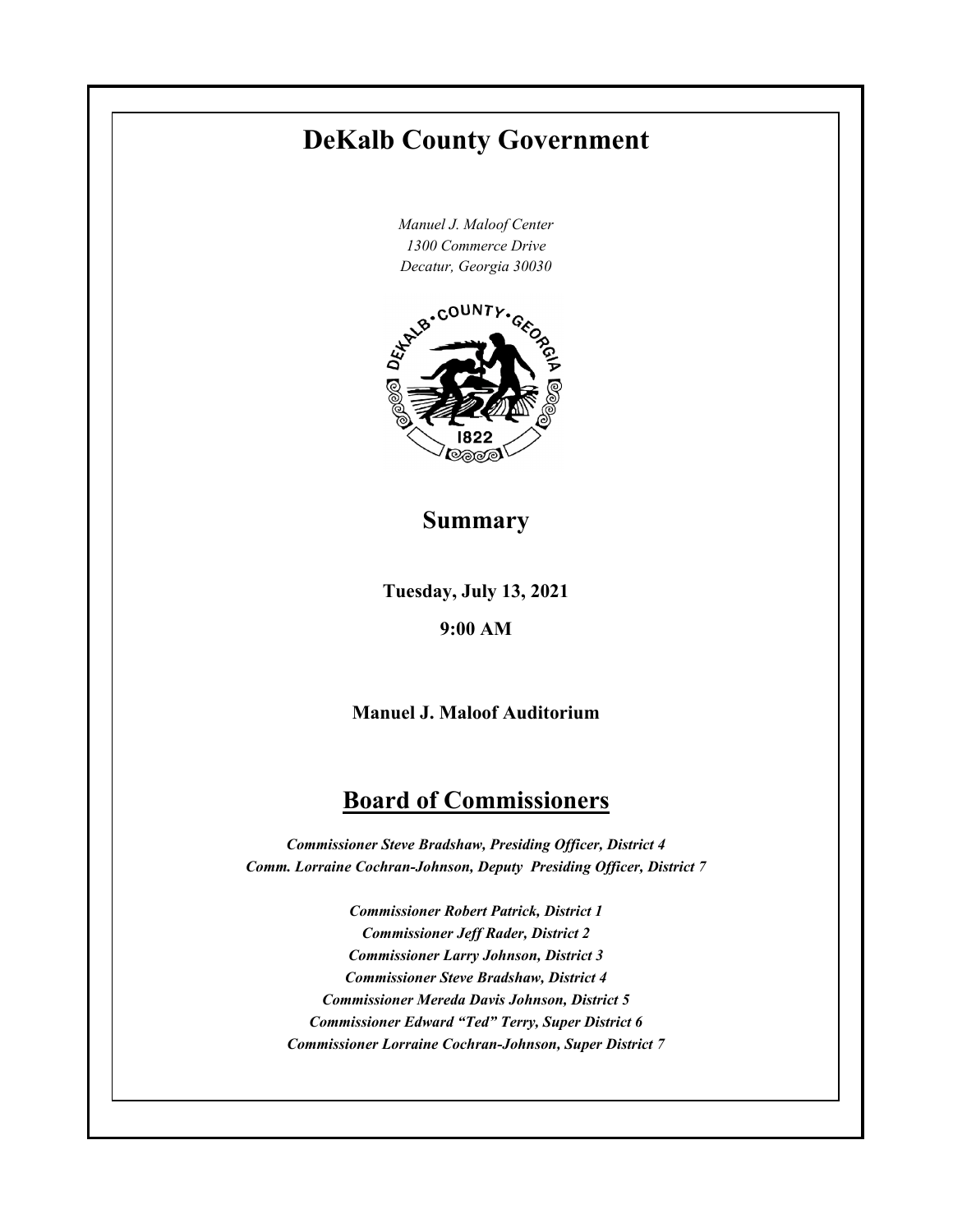# DeKalb County Government

*Manuel J. Maloof Center*
*1300 Commerce Drive*
*Decatur, Georgia 30030*

## Summary

**Tuesday, July 13, 2021**

**9:00 AM**

**Manuel J. Maloof Auditorium**

## Board of Commissioners

***Commissioner Steve Bradshaw, Presiding Officer, District 4***
***Comm. Lorraine Cochran-Johnson, Deputy Presiding Officer, District 7***

***Commissioner Robert Patrick, District 1***
***Commissioner Jeff Rader, District 2***
***Commissioner Larry Johnson, District 3***
***Commissioner Steve Bradshaw, District 4***
***Commissioner Mereda Davis Johnson, District 5***
***Commissioner Edward "Ted" Terry, Super District 6***
***Commissioner Lorraine Cochran-Johnson, Super District 7***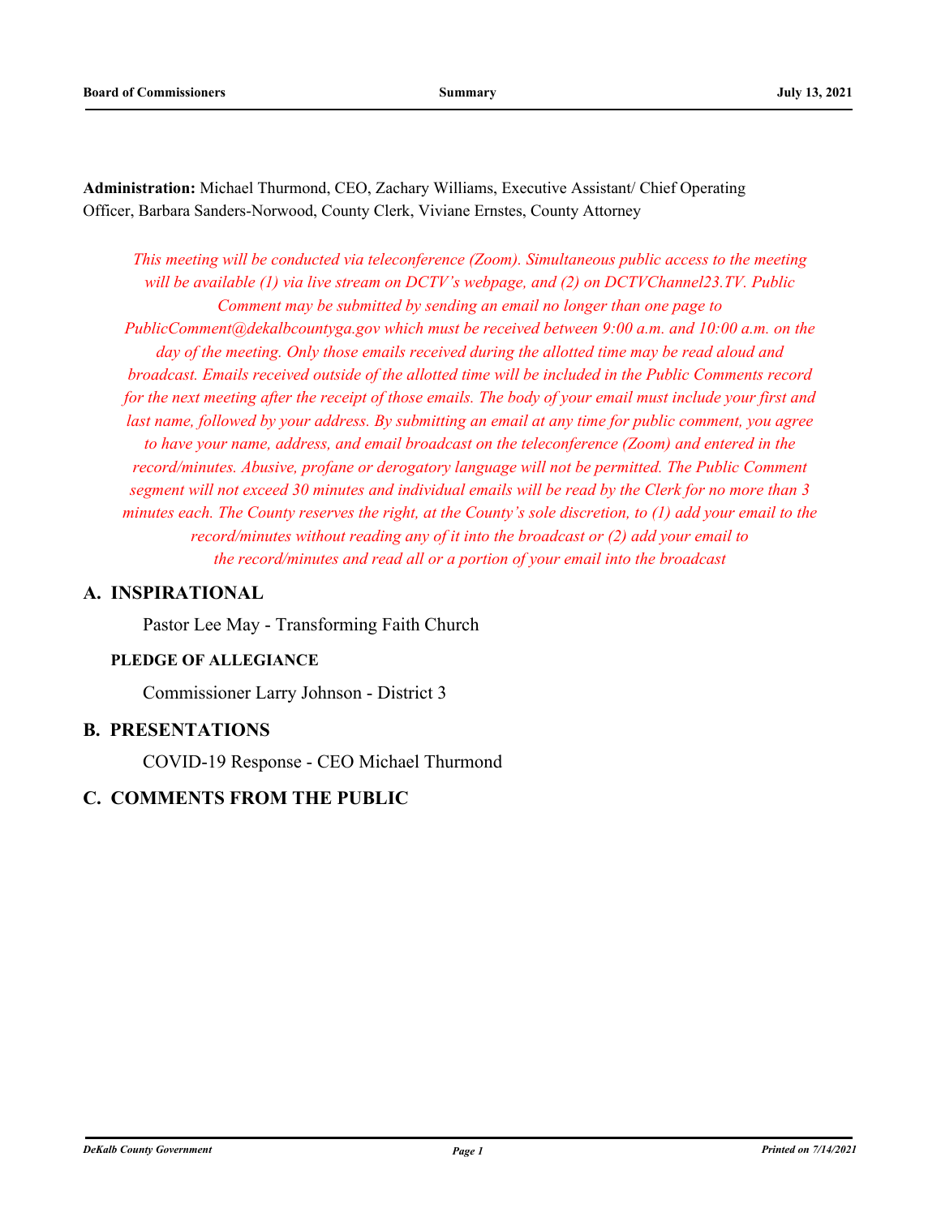**Administration:** Michael Thurmond, CEO, Zachary Williams, Executive Assistant/ Chief Operating Officer, Barbara Sanders-Norwood, County Clerk, Viviane Ernstes, County Attorney

*This meeting will be conducted via teleconference (Zoom). Simultaneous public access to the meeting will be available (1) via live stream on DCTV's webpage, and (2) on DCTVChannel23.TV. Public Comment may be submitted by sending an email no longer than one page to PublicComment@dekalbcountyga.gov which must be received between 9:00 a.m. and 10:00 a.m. on the day of the meeting. Only those emails received during the allotted time may be read aloud and broadcast. Emails received outside of the allotted time will be included in the Public Comments record for the next meeting after the receipt of those emails. The body of your email must include your first and last name, followed by your address. By submitting an email at any time for public comment, you agree to have your name, address, and email broadcast on the teleconference (Zoom) and entered in the record/minutes. Abusive, profane or derogatory language will not be permitted. The Public Comment segment will not exceed 30 minutes and individual emails will be read by the Clerk for no more than 3 minutes each. The County reserves the right, at the County's sole discretion, to (1) add your email to the record/minutes without reading any of it into the broadcast or (2) add your email to the record/minutes and read all or a portion of your email into the broadcast*

## A. INSPIRATIONAL

Pastor Lee May - Transforming Faith Church

### PLEDGE OF ALLEGIANCE

Commissioner Larry Johnson - District 3

## B. PRESENTATIONS

COVID-19 Response - CEO Michael Thurmond

## C. COMMENTS FROM THE PUBLIC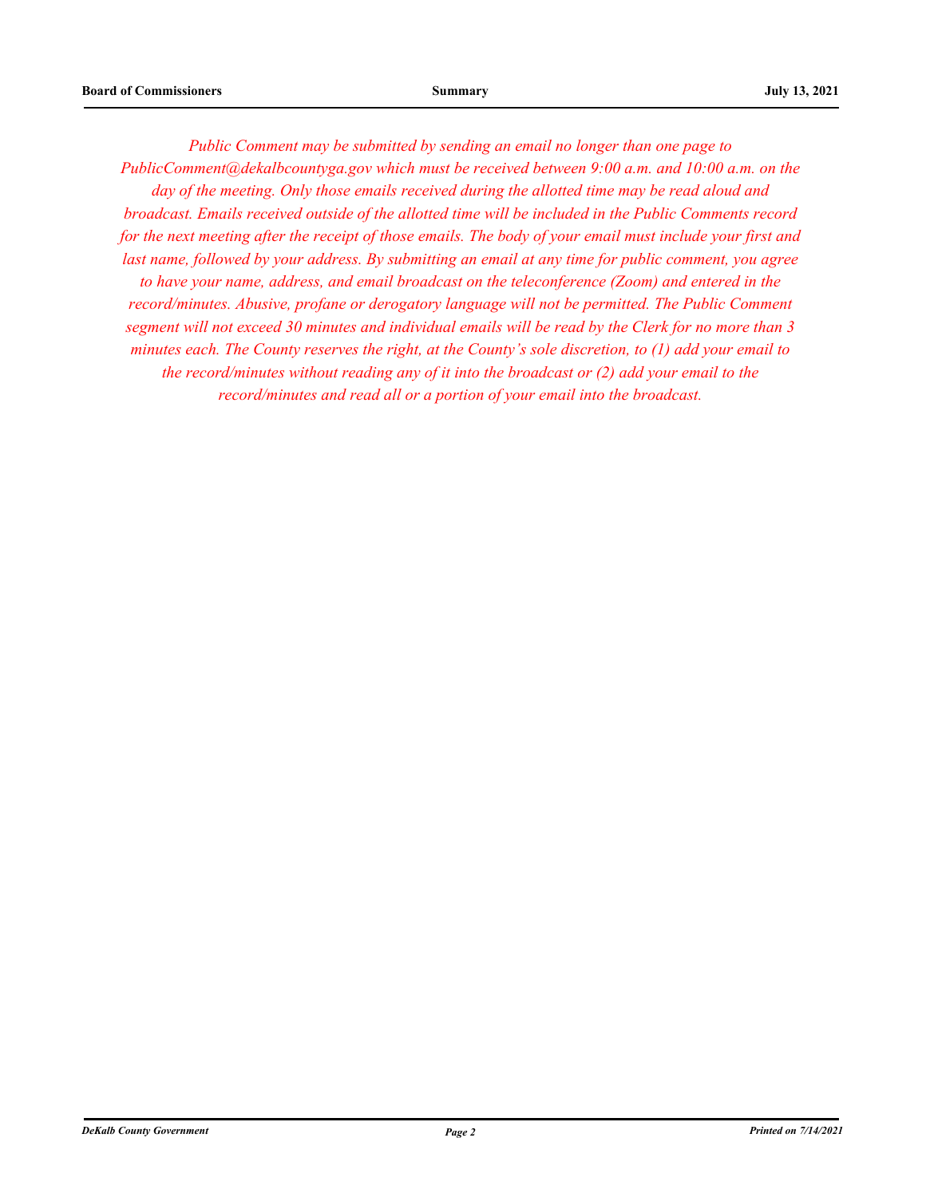*Public Comment may be submitted by sending an email no longer than one page to PublicComment@dekalbcountyga.gov which must be received between 9:00 a.m. and 10:00 a.m. on the day of the meeting. Only those emails received during the allotted time may be read aloud and broadcast. Emails received outside of the allotted time will be included in the Public Comments record for the next meeting after the receipt of those emails. The body of your email must include your first and last name, followed by your address. By submitting an email at any time for public comment, you agree to have your name, address, and email broadcast on the teleconference (Zoom) and entered in the record/minutes. Abusive, profane or derogatory language will not be permitted. The Public Comment segment will not exceed 30 minutes and individual emails will be read by the Clerk for no more than 3 minutes each. The County reserves the right, at the County's sole discretion, to (1) add your email to the record/minutes without reading any of it into the broadcast or (2) add your email to the record/minutes and read all or a portion of your email into the broadcast.*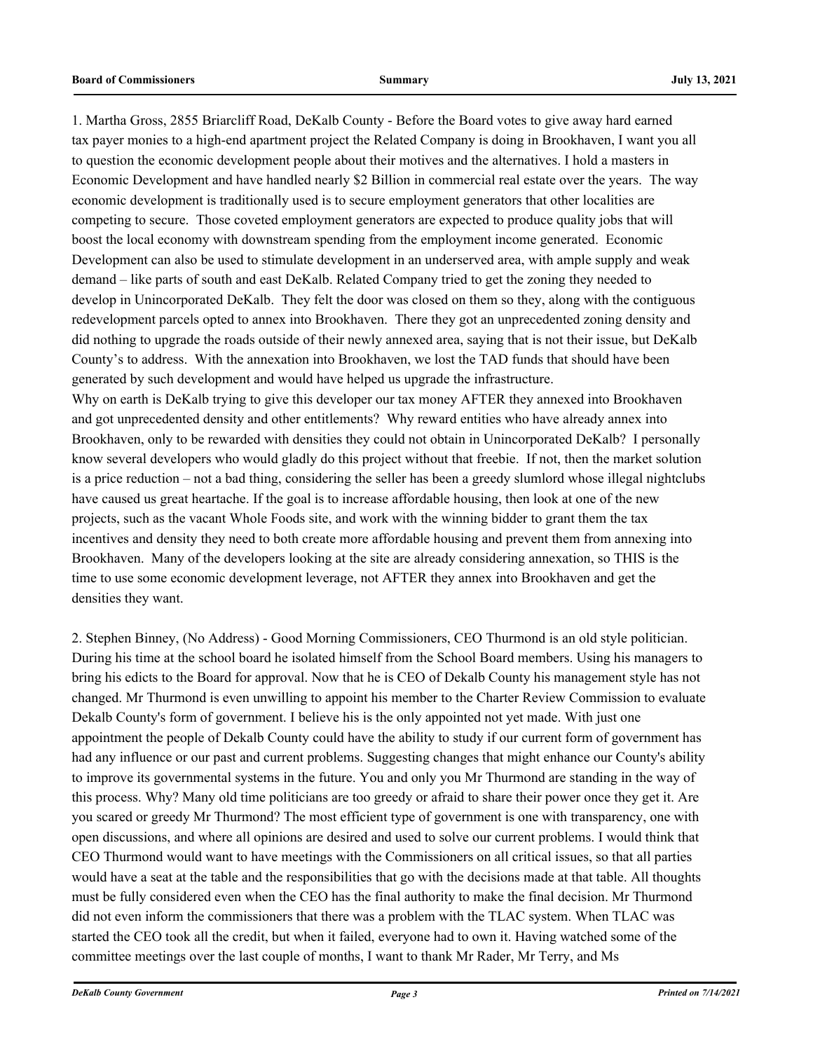1. Martha Gross, 2855 Briarcliff Road, DeKalb County - Before the Board votes to give away hard earned tax payer monies to a high-end apartment project the Related Company is doing in Brookhaven, I want you all to question the economic development people about their motives and the alternatives. I hold a masters in Economic Development and have handled nearly $2 Billion in commercial real estate over the years. The way economic development is traditionally used is to secure employment generators that other localities are competing to secure. Those coveted employment generators are expected to produce quality jobs that will boost the local economy with downstream spending from the employment income generated. Economic Development can also be used to stimulate development in an underserved area, with ample supply and weak demand – like parts of south and east DeKalb. Related Company tried to get the zoning they needed to develop in Unincorporated DeKalb. They felt the door was closed on them so they, along with the contiguous redevelopment parcels opted to annex into Brookhaven. There they got an unprecedented zoning density and did nothing to upgrade the roads outside of their newly annexed area, saying that is not their issue, but DeKalb County's to address. With the annexation into Brookhaven, we lost the TAD funds that should have been generated by such development and would have helped us upgrade the infrastructure.
Why on earth is DeKalb trying to give this developer our tax money AFTER they annexed into Brookhaven and got unprecedented density and other entitlements? Why reward entities who have already annex into Brookhaven, only to be rewarded with densities they could not obtain in Unincorporated DeKalb? I personally know several developers who would gladly do this project without that freebie. If not, then the market solution is a price reduction – not a bad thing, considering the seller has been a greedy slumlord whose illegal nightclubs have caused us great heartache. If the goal is to increase affordable housing, then look at one of the new projects, such as the vacant Whole Foods site, and work with the winning bidder to grant them the tax incentives and density they need to both create more affordable housing and prevent them from annexing into Brookhaven. Many of the developers looking at the site are already considering annexation, so THIS is the time to use some economic development leverage, not AFTER they annex into Brookhaven and get the densities they want.

2. Stephen Binney, (No Address) - Good Morning Commissioners, CEO Thurmond is an old style politician. During his time at the school board he isolated himself from the School Board members. Using his managers to bring his edicts to the Board for approval. Now that he is CEO of Dekalb County his management style has not changed. Mr Thurmond is even unwilling to appoint his member to the Charter Review Commission to evaluate Dekalb County's form of government. I believe his is the only appointed not yet made. With just one appointment the people of Dekalb County could have the ability to study if our current form of government has had any influence or our past and current problems. Suggesting changes that might enhance our County's ability to improve its governmental systems in the future. You and only you Mr Thurmond are standing in the way of this process. Why? Many old time politicians are too greedy or afraid to share their power once they get it. Are you scared or greedy Mr Thurmond? The most efficient type of government is one with transparency, one with open discussions, and where all opinions are desired and used to solve our current problems. I would think that CEO Thurmond would want to have meetings with the Commissioners on all critical issues, so that all parties would have a seat at the table and the responsibilities that go with the decisions made at that table. All thoughts must be fully considered even when the CEO has the final authority to make the final decision. Mr Thurmond did not even inform the commissioners that there was a problem with the TLAC system. When TLAC was started the CEO took all the credit, but when it failed, everyone had to own it. Having watched some of the committee meetings over the last couple of months, I want to thank Mr Rader, Mr Terry, and Ms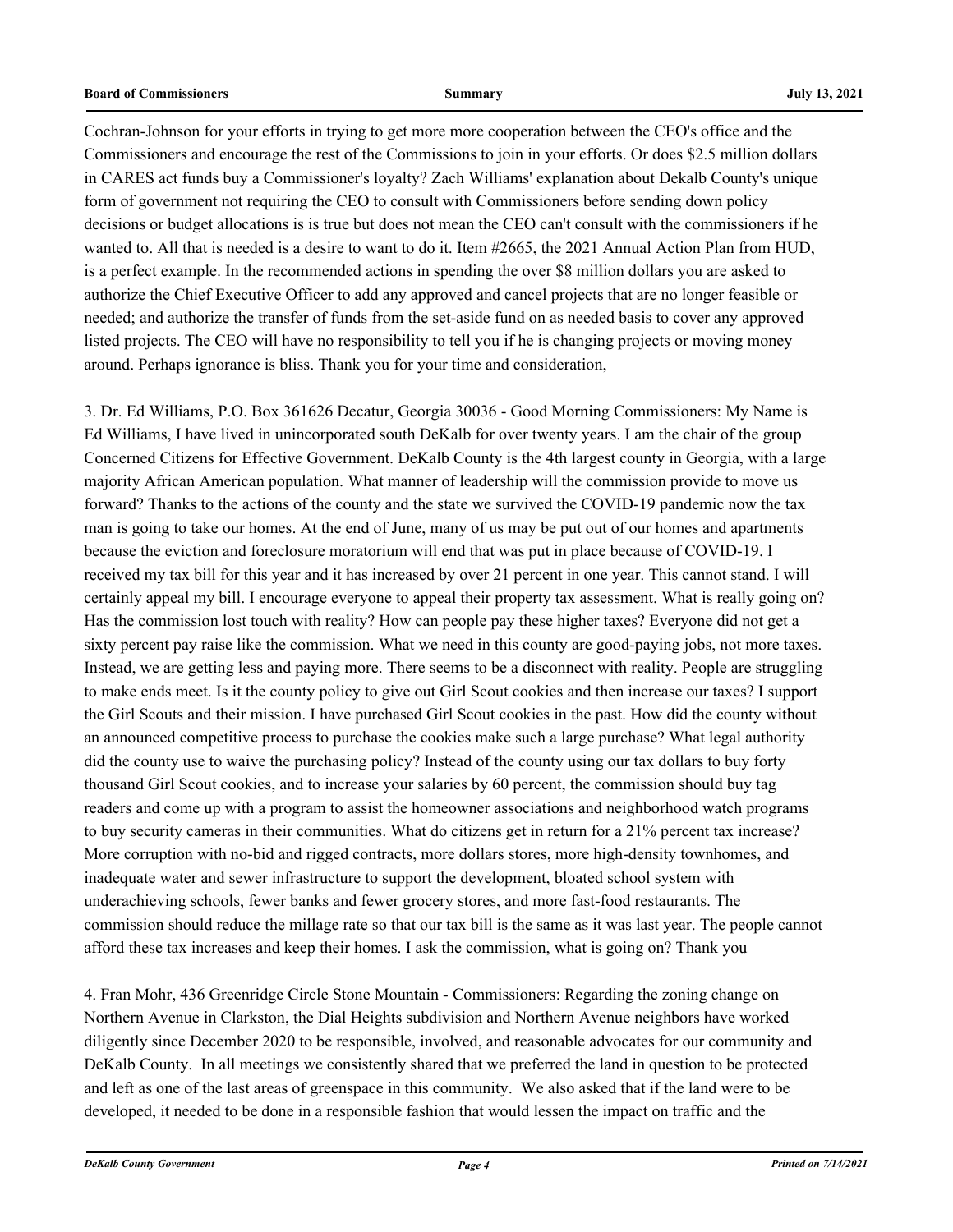Cochran-Johnson for your efforts in trying to get more more cooperation between the CEO's office and the Commissioners and encourage the rest of the Commissions to join in your efforts. Or does $2.5 million dollars in CARES act funds buy a Commissioner's loyalty? Zach Williams' explanation about Dekalb County's unique form of government not requiring the CEO to consult with Commissioners before sending down policy decisions or budget allocations is is true but does not mean the CEO can't consult with the commissioners if he wanted to. All that is needed is a desire to want to do it. Item #2665, the 2021 Annual Action Plan from HUD, is a perfect example. In the recommended actions in spending the over $8 million dollars you are asked to authorize the Chief Executive Officer to add any approved and cancel projects that are no longer feasible or needed; and authorize the transfer of funds from the set-aside fund on as needed basis to cover any approved listed projects. The CEO will have no responsibility to tell you if he is changing projects or moving money around. Perhaps ignorance is bliss. Thank you for your time and consideration,

3. Dr. Ed Williams, P.O. Box 361626 Decatur, Georgia 30036 - Good Morning Commissioners: My Name is Ed Williams, I have lived in unincorporated south DeKalb for over twenty years. I am the chair of the group Concerned Citizens for Effective Government. DeKalb County is the 4th largest county in Georgia, with a large majority African American population. What manner of leadership will the commission provide to move us forward? Thanks to the actions of the county and the state we survived the COVID-19 pandemic now the tax man is going to take our homes. At the end of June, many of us may be put out of our homes and apartments because the eviction and foreclosure moratorium will end that was put in place because of COVID-19. I received my tax bill for this year and it has increased by over 21 percent in one year. This cannot stand. I will certainly appeal my bill. I encourage everyone to appeal their property tax assessment. What is really going on? Has the commission lost touch with reality? How can people pay these higher taxes? Everyone did not get a sixty percent pay raise like the commission. What we need in this county are good-paying jobs, not more taxes. Instead, we are getting less and paying more. There seems to be a disconnect with reality. People are struggling to make ends meet. Is it the county policy to give out Girl Scout cookies and then increase our taxes? I support the Girl Scouts and their mission. I have purchased Girl Scout cookies in the past. How did the county without an announced competitive process to purchase the cookies make such a large purchase? What legal authority did the county use to waive the purchasing policy? Instead of the county using our tax dollars to buy forty thousand Girl Scout cookies, and to increase your salaries by 60 percent, the commission should buy tag readers and come up with a program to assist the homeowner associations and neighborhood watch programs to buy security cameras in their communities. What do citizens get in return for a 21% percent tax increase? More corruption with no-bid and rigged contracts, more dollars stores, more high-density townhomes, and inadequate water and sewer infrastructure to support the development, bloated school system with underachieving schools, fewer banks and fewer grocery stores, and more fast-food restaurants. The commission should reduce the millage rate so that our tax bill is the same as it was last year. The people cannot afford these tax increases and keep their homes. I ask the commission, what is going on? Thank you

4. Fran Mohr, 436 Greenridge Circle Stone Mountain - Commissioners: Regarding the zoning change on Northern Avenue in Clarkston, the Dial Heights subdivision and Northern Avenue neighbors have worked diligently since December 2020 to be responsible, involved, and reasonable advocates for our community and DeKalb County. In all meetings we consistently shared that we preferred the land in question to be protected and left as one of the last areas of greenspace in this community. We also asked that if the land were to be developed, it needed to be done in a responsible fashion that would lessen the impact on traffic and the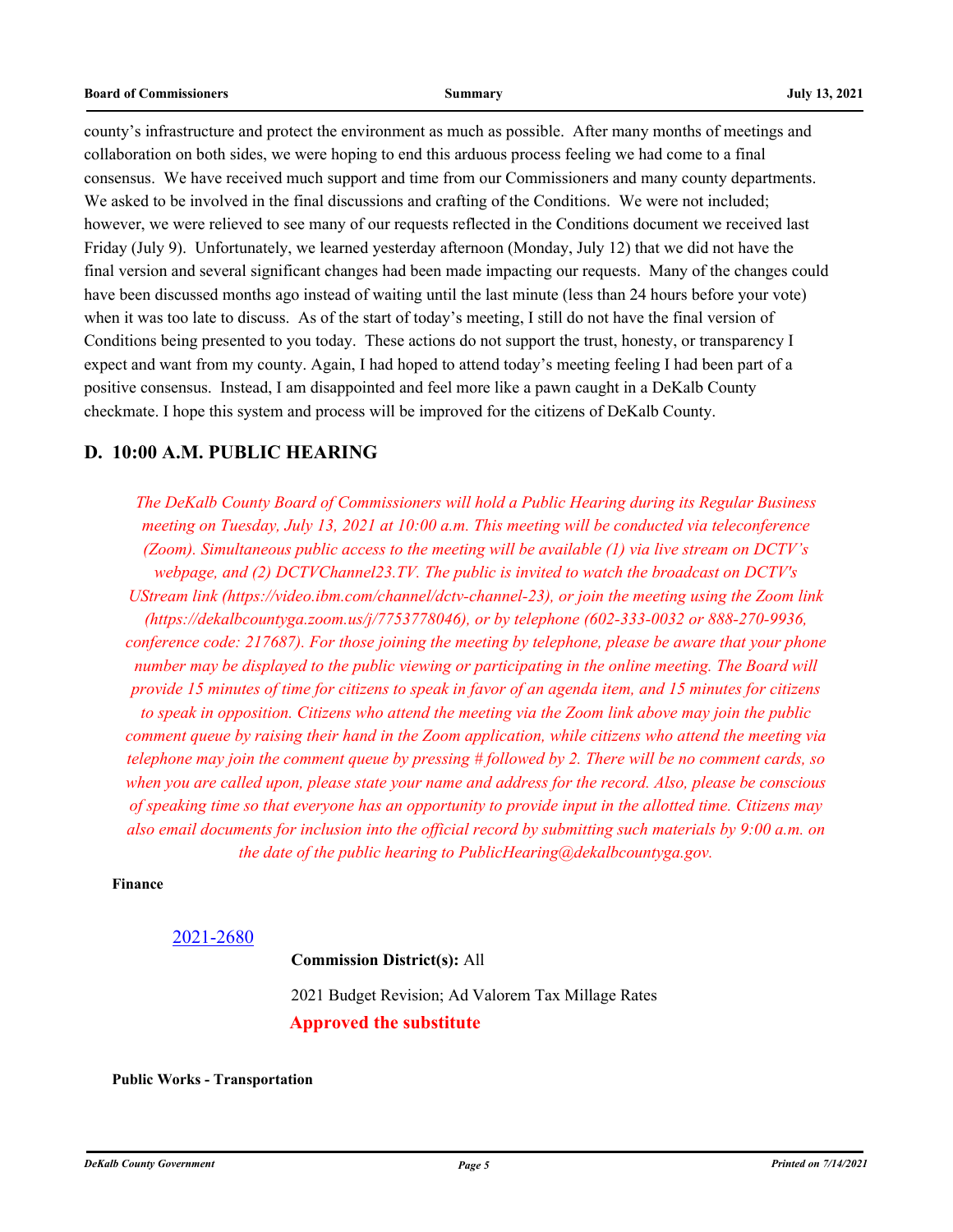county's infrastructure and protect the environment as much as possible. After many months of meetings and collaboration on both sides, we were hoping to end this arduous process feeling we had come to a final consensus. We have received much support and time from our Commissioners and many county departments. We asked to be involved in the final discussions and crafting of the Conditions. We were not included; however, we were relieved to see many of our requests reflected in the Conditions document we received last Friday (July 9). Unfortunately, we learned yesterday afternoon (Monday, July 12) that we did not have the final version and several significant changes had been made impacting our requests. Many of the changes could have been discussed months ago instead of waiting until the last minute (less than 24 hours before your vote) when it was too late to discuss. As of the start of today's meeting, I still do not have the final version of Conditions being presented to you today. These actions do not support the trust, honesty, or transparency I expect and want from my county. Again, I had hoped to attend today's meeting feeling I had been part of a positive consensus. Instead, I am disappointed and feel more like a pawn caught in a DeKalb County checkmate. I hope this system and process will be improved for the citizens of DeKalb County.

## D. 10:00 A.M. PUBLIC HEARING

*The DeKalb County Board of Commissioners will hold a Public Hearing during its Regular Business meeting on Tuesday, July 13, 2021 at 10:00 a.m. This meeting will be conducted via teleconference (Zoom). Simultaneous public access to the meeting will be available (1) via live stream on DCTV's webpage, and (2) DCTVChannel23.TV. The public is invited to watch the broadcast on DCTV's UStream link (https://video.ibm.com/channel/dctv-channel-23), or join the meeting using the Zoom link (https://dekalbcountyga.zoom.us/j/7753778046), or by telephone (602-333-0032 or 888-270-9936, conference code: 217687). For those joining the meeting by telephone, please be aware that your phone number may be displayed to the public viewing or participating in the online meeting. The Board will provide 15 minutes of time for citizens to speak in favor of an agenda item, and 15 minutes for citizens to speak in opposition. Citizens who attend the meeting via the Zoom link above may join the public comment queue by raising their hand in the Zoom application, while citizens who attend the meeting via telephone may join the comment queue by pressing # followed by 2. There will be no comment cards, so when you are called upon, please state your name and address for the record. Also, please be conscious of speaking time so that everyone has an opportunity to provide input in the allotted time. Citizens may also email documents for inclusion into the official record by submitting such materials by 9:00 a.m. on the date of the public hearing to PublicHearing@dekalbcountyga.gov.*

**Finance**

2021-2680

**Commission District(s):** All

2021 Budget Revision; Ad Valorem Tax Millage Rates

**Approved the substitute**

**Public Works - Transportation**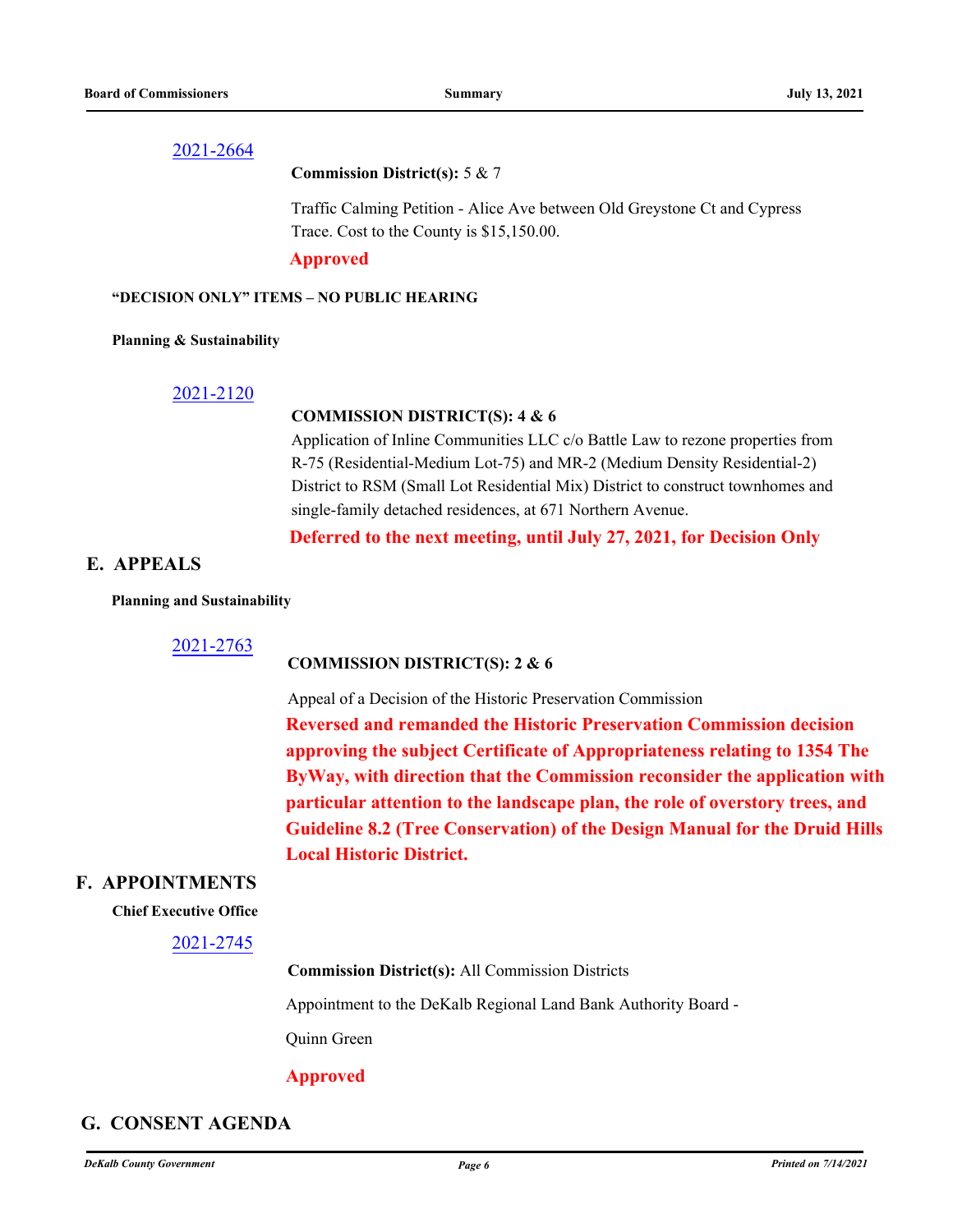2021-2664

**Commission District(s):** 5 & 7

Traffic Calming Petition - Alice Ave between Old Greystone Ct and Cypress Trace. Cost to the County is $15,150.00.

**Approved**

**"DECISION ONLY" ITEMS – NO PUBLIC HEARING**

**Planning & Sustainability**

2021-2120

**COMMISSION DISTRICT(S): 4 & 6**

Application of Inline Communities LLC c/o Battle Law to rezone properties from R-75 (Residential-Medium Lot-75) and MR-2 (Medium Density Residential-2) District to RSM (Small Lot Residential Mix) District to construct townhomes and single-family detached residences, at 671 Northern Avenue.

**Deferred to the next meeting, until July 27, 2021, for Decision Only**

## E. APPEALS

**Planning and Sustainability**

2021-2763

**COMMISSION DISTRICT(S): 2 & 6**

Appeal of a Decision of the Historic Preservation Commission

**Reversed and remanded the Historic Preservation Commission decision approving the subject Certificate of Appropriateness relating to 1354 The ByWay, with direction that the Commission reconsider the application with particular attention to the landscape plan, the role of overstory trees, and Guideline 8.2 (Tree Conservation) of the Design Manual for the Druid Hills Local Historic District.**

## F. APPOINTMENTS

**Chief Executive Office**

2021-2745

**Commission District(s):** All Commission Districts

Appointment to the DeKalb Regional Land Bank Authority Board -

Quinn Green

**Approved**

## G. CONSENT AGENDA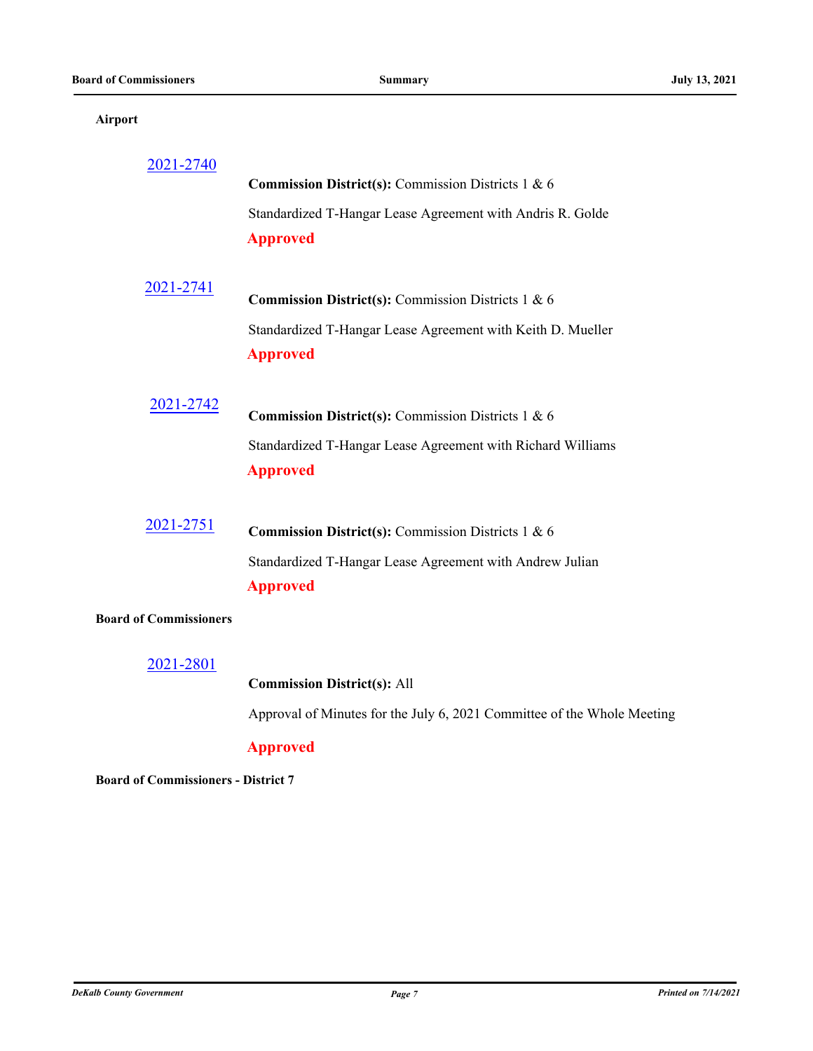**Airport**

2021-2740

**Commission District(s):** Commission Districts 1 & 6

Standardized T-Hangar Lease Agreement with Andris R. Golde

**Approved**

2021-2741

**Commission District(s):** Commission Districts 1 & 6

Standardized T-Hangar Lease Agreement with Keith D. Mueller

**Approved**

2021-2742

**Commission District(s):** Commission Districts 1 & 6

Standardized T-Hangar Lease Agreement with Richard Williams

**Approved**

2021-2751

**Commission District(s):** Commission Districts 1 & 6

Standardized T-Hangar Lease Agreement with Andrew Julian

**Approved**

**Board of Commissioners**

2021-2801

**Commission District(s):** All

Approval of Minutes for the July 6, 2021 Committee of the Whole Meeting

**Approved**

**Board of Commissioners - District 7**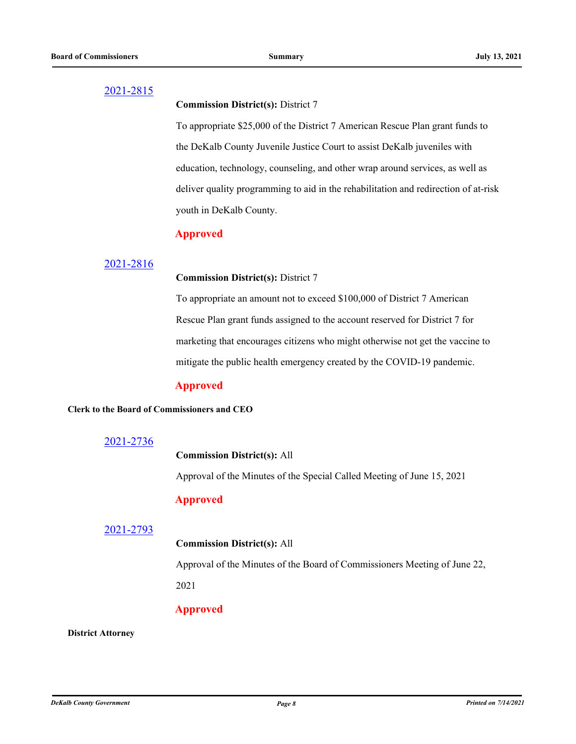[2021-2815](2021-2815)

**Commission District(s):** District 7

To appropriate $25,000 of the District 7 American Rescue Plan grant funds to the DeKalb County Juvenile Justice Court to assist DeKalb juveniles with education, technology, counseling, and other wrap around services, as well as deliver quality programming to aid in the rehabilitation and redirection of at-risk youth in DeKalb County.

**Approved**

[2021-2816](2021-2816)

**Commission District(s):** District 7

To appropriate an amount not to exceed $100,000 of District 7 American Rescue Plan grant funds assigned to the account reserved for District 7 for marketing that encourages citizens who might otherwise not get the vaccine to mitigate the public health emergency created by the COVID-19 pandemic.

**Approved**

**Clerk to the Board of Commissioners and CEO**

[2021-2736](2021-2736)

**Commission District(s):** All

Approval of the Minutes of the Special Called Meeting of June 15, 2021

**Approved**

[2021-2793](2021-2793)

**Commission District(s):** All

Approval of the Minutes of the Board of Commissioners Meeting of June 22, 2021

**Approved**

**District Attorney**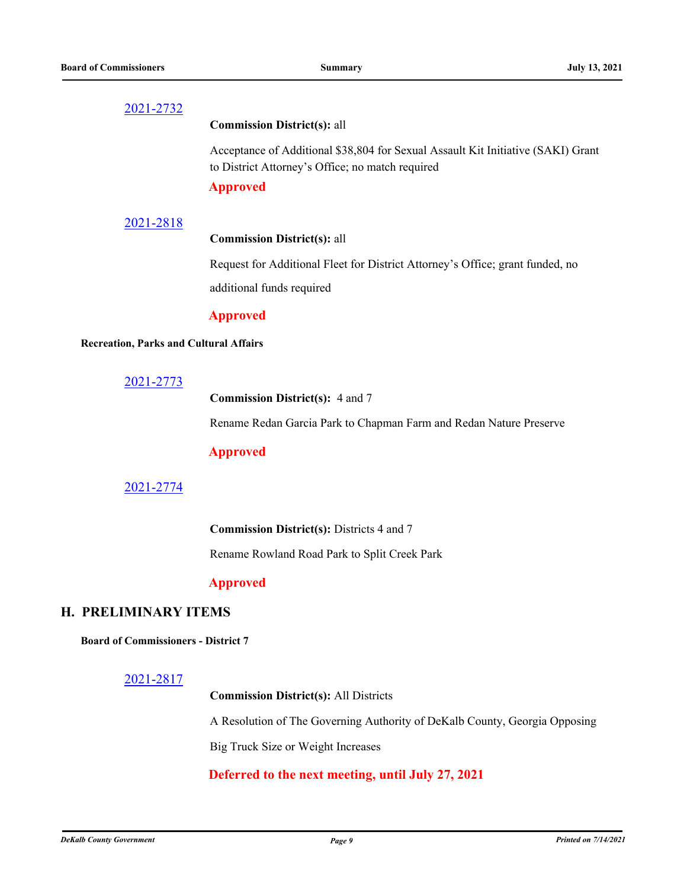[2021-2732]

**Commission District(s):** all

Acceptance of Additional $38,804 for Sexual Assault Kit Initiative (SAKI) Grant to District Attorney's Office; no match required

**Approved**

[2021-2818]

**Commission District(s):** all

Request for Additional Fleet for District Attorney's Office; grant funded, no additional funds required

**Approved**

**Recreation, Parks and Cultural Affairs**

[2021-2773]

**Commission District(s):** 4 and 7

Rename Redan Garcia Park to Chapman Farm and Redan Nature Preserve

**Approved**

[2021-2774]

**Commission District(s):** Districts 4 and 7

Rename Rowland Road Park to Split Creek Park

**Approved**

## H. PRELIMINARY ITEMS

**Board of Commissioners - District 7**

[2021-2817]

**Commission District(s):** All Districts

A Resolution of The Governing Authority of DeKalb County, Georgia Opposing Big Truck Size or Weight Increases

**Deferred to the next meeting, until July 27, 2021**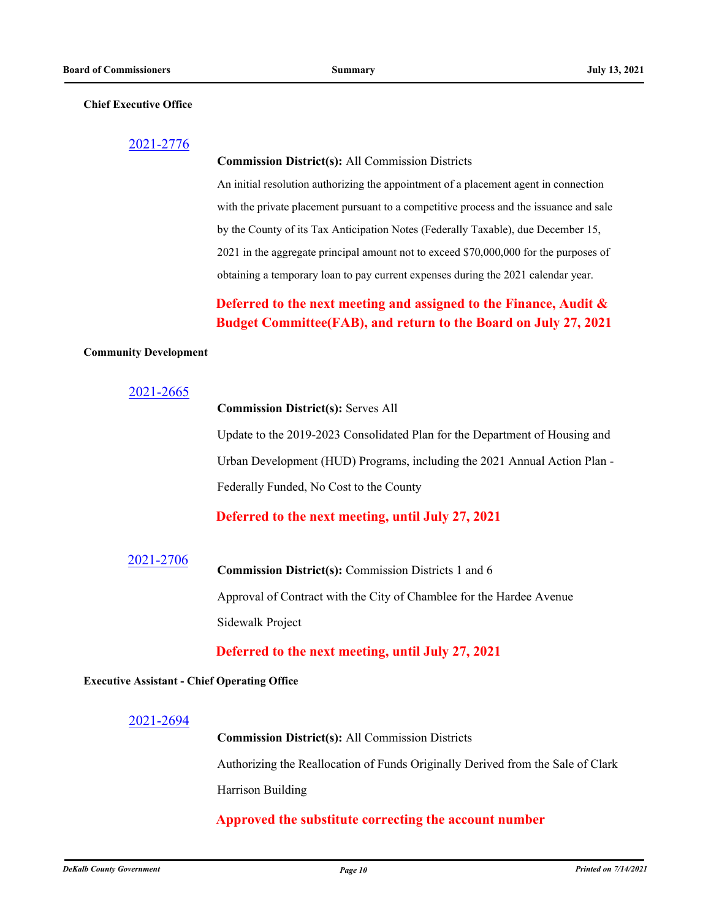### Chief Executive Office

2021-2776

**Commission District(s):** All Commission Districts

An initial resolution authorizing the appointment of a placement agent in connection with the private placement pursuant to a competitive process and the issuance and sale by the County of its Tax Anticipation Notes (Federally Taxable), due December 15, 2021 in the aggregate principal amount not to exceed $70,000,000 for the purposes of obtaining a temporary loan to pay current expenses during the 2021 calendar year.

**Deferred to the next meeting and assigned to the Finance, Audit & Budget Committee(FAB), and return to the Board on July 27, 2021**

### Community Development

2021-2665

**Commission District(s):** Serves All

Update to the 2019-2023 Consolidated Plan for the Department of Housing and Urban Development (HUD) Programs, including the 2021 Annual Action Plan - Federally Funded, No Cost to the County

**Deferred to the next meeting, until July 27, 2021**

2021-2706

**Commission District(s):** Commission Districts 1 and 6

Approval of Contract with the City of Chamblee for the Hardee Avenue Sidewalk Project

**Deferred to the next meeting, until July 27, 2021**

### Executive Assistant - Chief Operating Office

2021-2694

**Commission District(s):** All Commission Districts

Authorizing the Reallocation of Funds Originally Derived from the Sale of Clark Harrison Building

**Approved the substitute correcting the account number**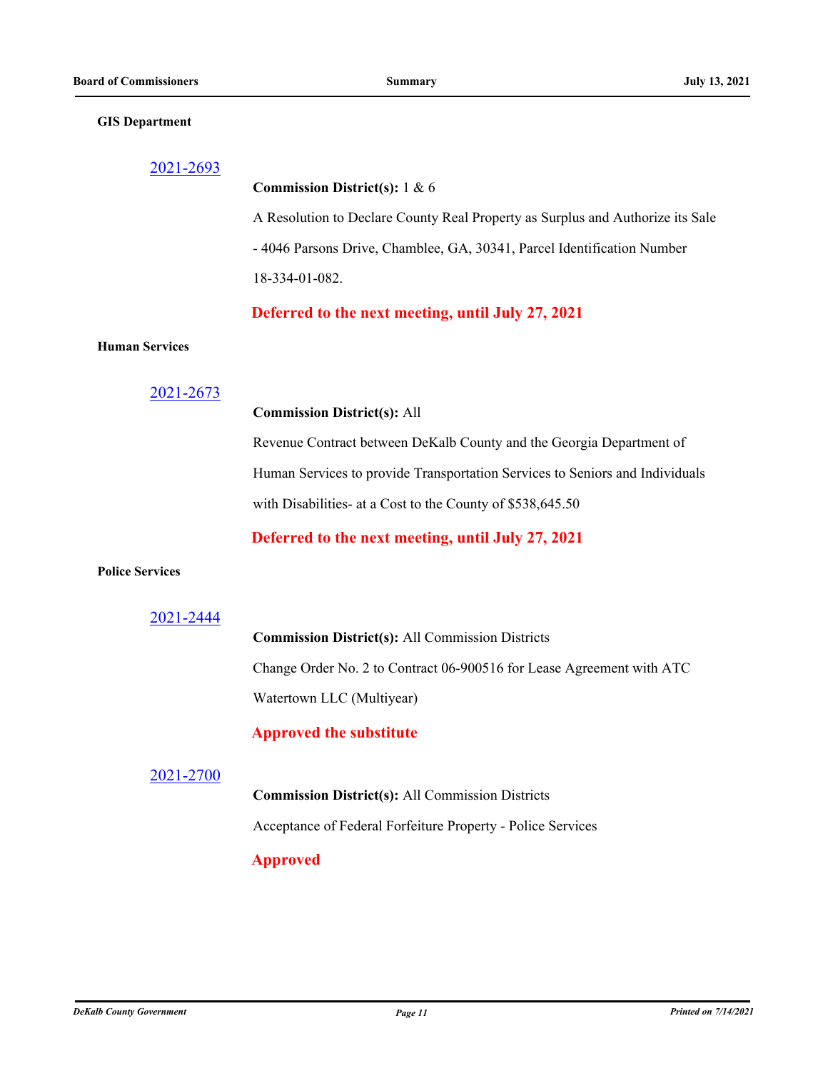### GIS Department

2021-2693

**Commission District(s):** 1 & 6

A Resolution to Declare County Real Property as Surplus and Authorize its Sale - 4046 Parsons Drive, Chamblee, GA, 30341, Parcel Identification Number 18-334-01-082.

**Deferred to the next meeting, until July 27, 2021**

### Human Services

2021-2673

**Commission District(s):** All

Revenue Contract between DeKalb County and the Georgia Department of Human Services to provide Transportation Services to Seniors and Individuals with Disabilities- at a Cost to the County of $538,645.50

**Deferred to the next meeting, until July 27, 2021**

### Police Services

2021-2444

**Commission District(s):** All Commission Districts

Change Order No. 2 to Contract 06-900516 for Lease Agreement with ATC Watertown LLC (Multiyear)

**Approved the substitute**

2021-2700

**Commission District(s):** All Commission Districts

Acceptance of Federal Forfeiture Property - Police Services

**Approved**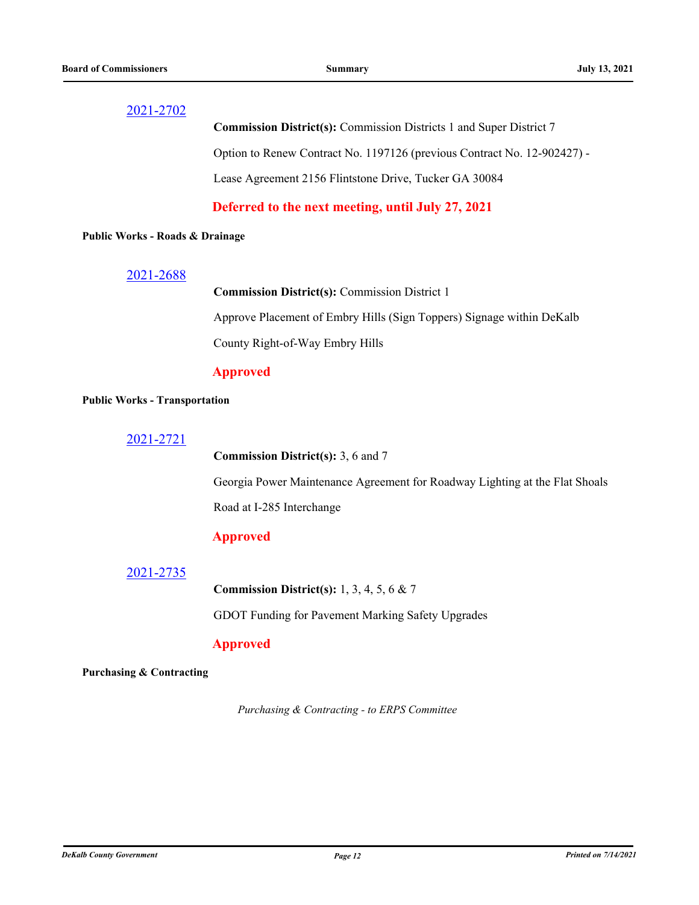[2021-2702](#)

**Commission District(s):** Commission Districts 1 and Super District 7

Option to Renew Contract No. 1197126 (previous Contract No. 12-902427) - Lease Agreement 2156 Flintstone Drive, Tucker GA 30084

**Deferred to the next meeting, until July 27, 2021**

**Public Works - Roads & Drainage**

[2021-2688](#)

**Commission District(s):** Commission District 1

Approve Placement of Embry Hills (Sign Toppers) Signage within DeKalb County Right-of-Way Embry Hills

**Approved**

**Public Works - Transportation**

[2021-2721](#)

**Commission District(s):** 3, 6 and 7

Georgia Power Maintenance Agreement for Roadway Lighting at the Flat Shoals Road at I-285 Interchange

**Approved**

[2021-2735](#)

**Commission District(s):** 1, 3, 4, 5, 6 & 7

GDOT Funding for Pavement Marking Safety Upgrades

**Approved**

**Purchasing & Contracting**

*Purchasing & Contracting - to ERPS Committee*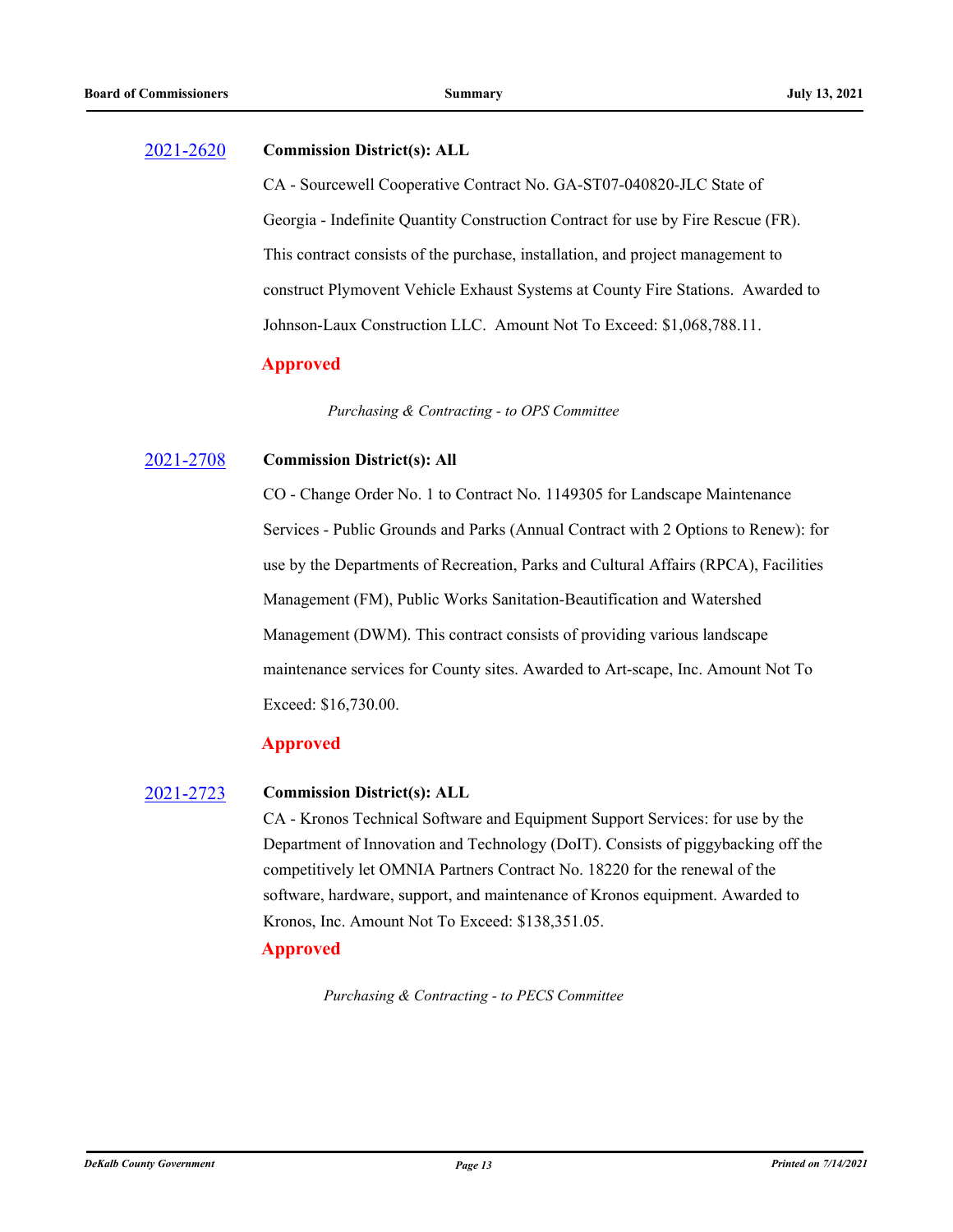**2021-2620** **Commission District(s): ALL**

CA - Sourcewell Cooperative Contract No. GA-ST07-040820-JLC State of Georgia - Indefinite Quantity Construction Contract for use by Fire Rescue (FR). This contract consists of the purchase, installation, and project management to construct Plymovent Vehicle Exhaust Systems at County Fire Stations. Awarded to Johnson-Laux Construction LLC. Amount Not To Exceed: $1,068,788.11.

**Approved**

*Purchasing & Contracting - to OPS Committee*

**2021-2708** **Commission District(s): All**

CO - Change Order No. 1 to Contract No. 1149305 for Landscape Maintenance Services - Public Grounds and Parks (Annual Contract with 2 Options to Renew): for use by the Departments of Recreation, Parks and Cultural Affairs (RPCA), Facilities Management (FM), Public Works Sanitation-Beautification and Watershed Management (DWM). This contract consists of providing various landscape maintenance services for County sites. Awarded to Art-scape, Inc. Amount Not To Exceed: $16,730.00.

**Approved**

**2021-2723** **Commission District(s): ALL**

CA - Kronos Technical Software and Equipment Support Services: for use by the Department of Innovation and Technology (DoIT). Consists of piggybacking off the competitively let OMNIA Partners Contract No. 18220 for the renewal of the software, hardware, support, and maintenance of Kronos equipment. Awarded to Kronos, Inc. Amount Not To Exceed: $138,351.05.

**Approved**

*Purchasing & Contracting - to PECS Committee*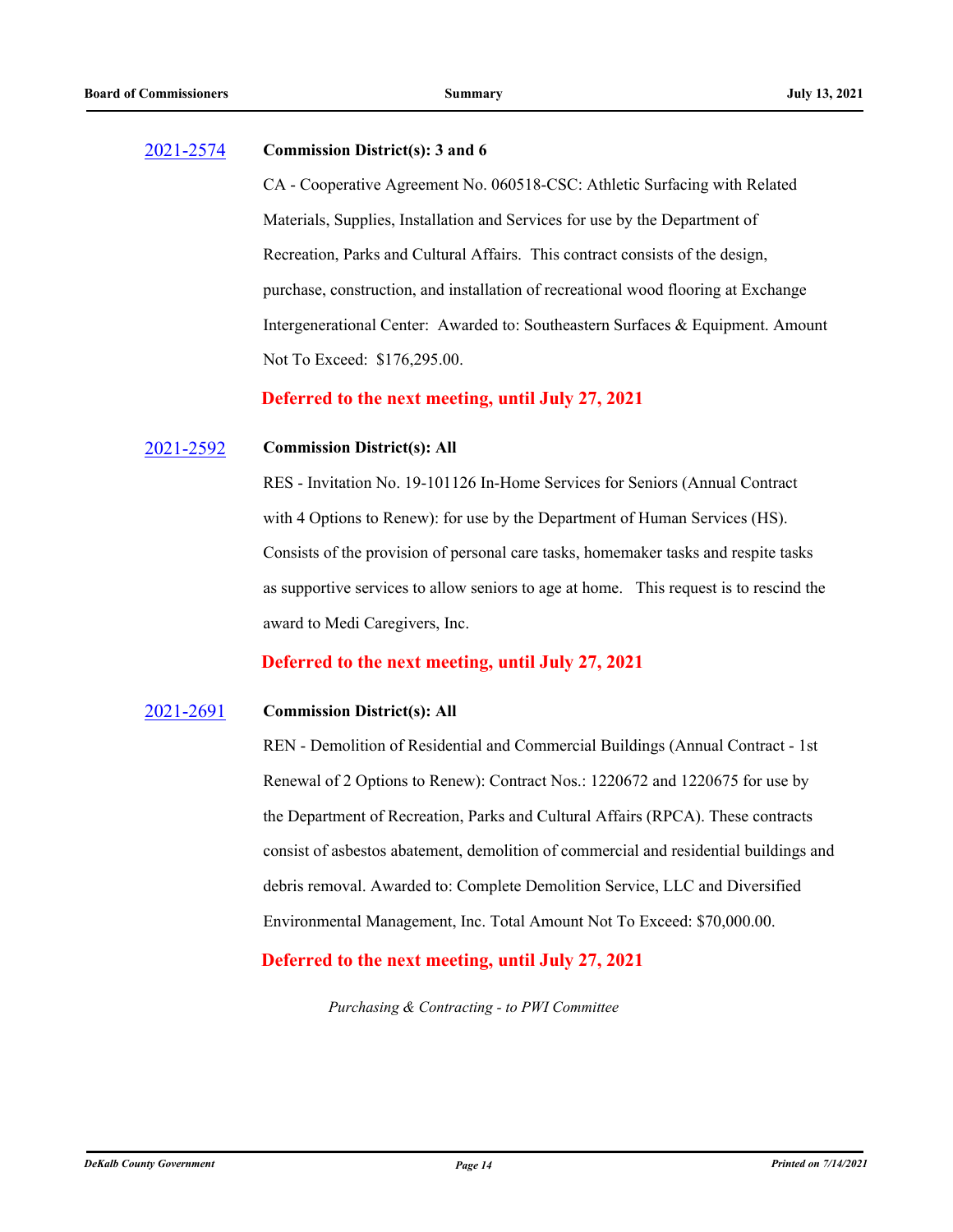[2021-2574](#) **Commission District(s): 3 and 6**

CA - Cooperative Agreement No. 060518-CSC: Athletic Surfacing with Related Materials, Supplies, Installation and Services for use by the Department of Recreation, Parks and Cultural Affairs. This contract consists of the design, purchase, construction, and installation of recreational wood flooring at Exchange Intergenerational Center: Awarded to: Southeastern Surfaces & Equipment. Amount Not To Exceed: $176,295.00.

**Deferred to the next meeting, until July 27, 2021**

[2021-2592](#) **Commission District(s): All**

RES - Invitation No. 19-101126 In-Home Services for Seniors (Annual Contract with 4 Options to Renew): for use by the Department of Human Services (HS). Consists of the provision of personal care tasks, homemaker tasks and respite tasks as supportive services to allow seniors to age at home. This request is to rescind the award to Medi Caregivers, Inc.

**Deferred to the next meeting, until July 27, 2021**

[2021-2691](#) **Commission District(s): All**

REN - Demolition of Residential and Commercial Buildings (Annual Contract - 1st Renewal of 2 Options to Renew): Contract Nos.: 1220672 and 1220675 for use by the Department of Recreation, Parks and Cultural Affairs (RPCA). These contracts consist of asbestos abatement, demolition of commercial and residential buildings and debris removal. Awarded to: Complete Demolition Service, LLC and Diversified Environmental Management, Inc. Total Amount Not To Exceed: $70,000.00.

**Deferred to the next meeting, until July 27, 2021**

*Purchasing & Contracting - to PWI Committee*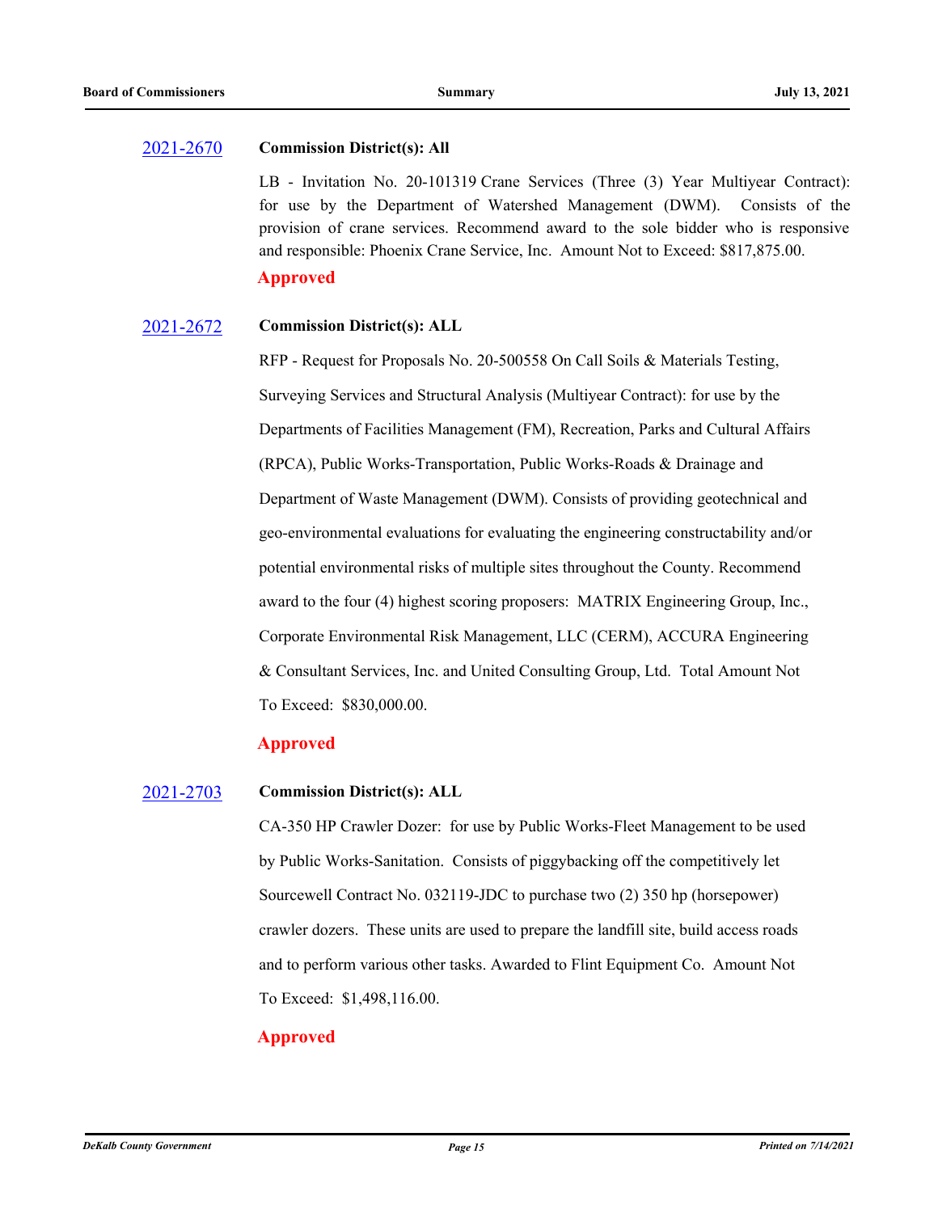**2021-2670** **Commission District(s): All**

LB - Invitation No. 20-101319 Crane Services (Three (3) Year Multiyear Contract): for use by the Department of Watershed Management (DWM). Consists of the provision of crane services. Recommend award to the sole bidder who is responsive and responsible: Phoenix Crane Service, Inc. Amount Not to Exceed: $817,875.00.

**Approved**

**2021-2672** **Commission District(s): ALL**

RFP - Request for Proposals No. 20-500558 On Call Soils & Materials Testing, Surveying Services and Structural Analysis (Multiyear Contract): for use by the Departments of Facilities Management (FM), Recreation, Parks and Cultural Affairs (RPCA), Public Works-Transportation, Public Works-Roads & Drainage and Department of Waste Management (DWM). Consists of providing geotechnical and geo-environmental evaluations for evaluating the engineering constructability and/or potential environmental risks of multiple sites throughout the County. Recommend award to the four (4) highest scoring proposers: MATRIX Engineering Group, Inc., Corporate Environmental Risk Management, LLC (CERM), ACCURA Engineering & Consultant Services, Inc. and United Consulting Group, Ltd. Total Amount Not To Exceed: $830,000.00.

**Approved**

**2021-2703** **Commission District(s): ALL**

CA-350 HP Crawler Dozer: for use by Public Works-Fleet Management to be used by Public Works-Sanitation. Consists of piggybacking off the competitively let Sourcewell Contract No. 032119-JDC to purchase two (2) 350 hp (horsepower) crawler dozers. These units are used to prepare the landfill site, build access roads and to perform various other tasks. Awarded to Flint Equipment Co. Amount Not To Exceed: $1,498,116.00.

**Approved**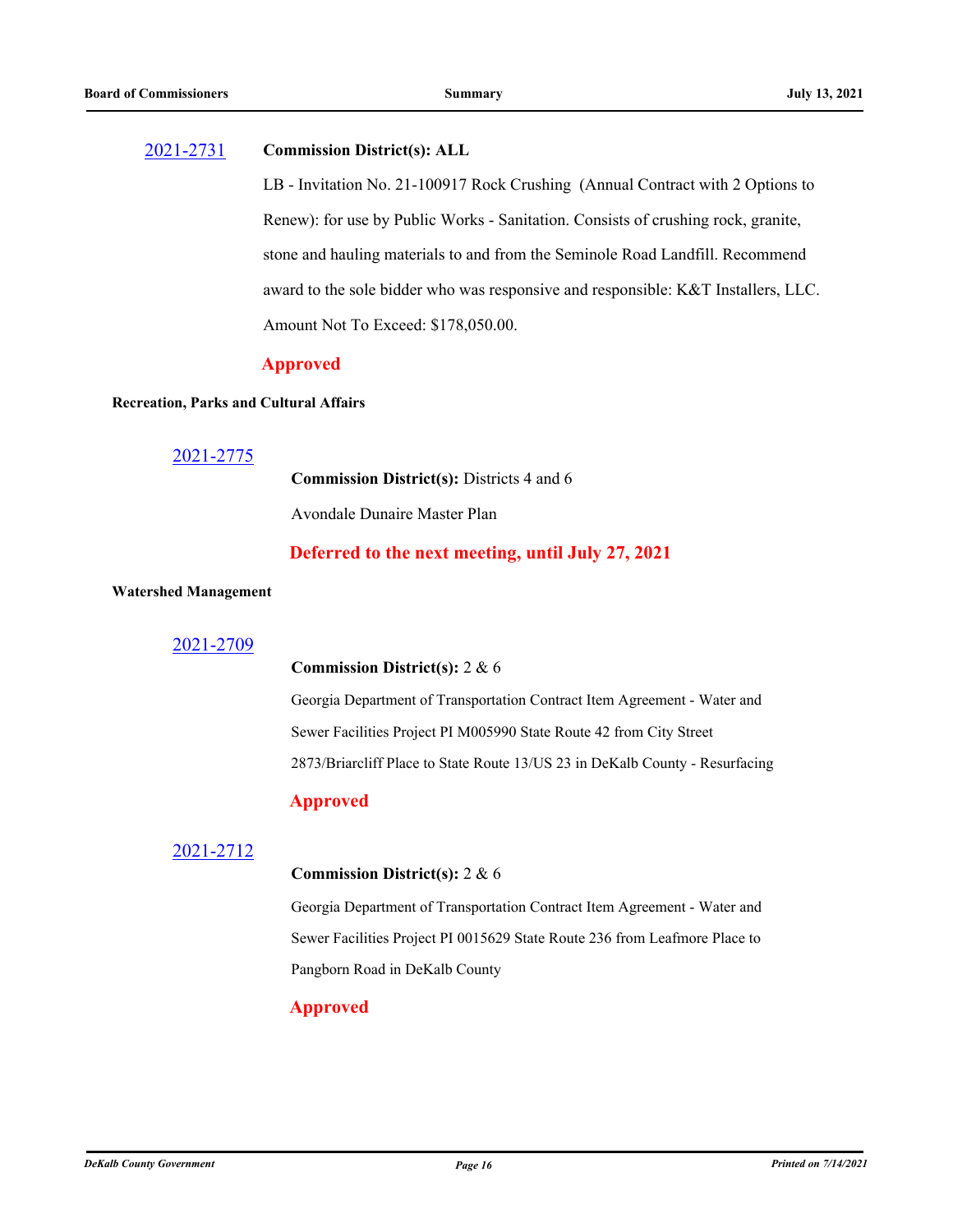[2021-2731](2021-2731) **Commission District(s): ALL**

LB - Invitation No. 21-100917 Rock Crushing (Annual Contract with 2 Options to Renew): for use by Public Works - Sanitation. Consists of crushing rock, granite, stone and hauling materials to and from the Seminole Road Landfill. Recommend award to the sole bidder who was responsive and responsible: K&T Installers, LLC. Amount Not To Exceed: $178,050.00.

**Approved**

**Recreation, Parks and Cultural Affairs**

[2021-2775](2021-2775)

**Commission District(s):** Districts 4 and 6

Avondale Dunaire Master Plan

**Deferred to the next meeting, until July 27, 2021**

**Watershed Management**

[2021-2709](2021-2709)

**Commission District(s):** 2 & 6

Georgia Department of Transportation Contract Item Agreement - Water and Sewer Facilities Project PI M005990 State Route 42 from City Street 2873/Briarcliff Place to State Route 13/US 23 in DeKalb County - Resurfacing

**Approved**

[2021-2712](2021-2712)

**Commission District(s):** 2 & 6

Georgia Department of Transportation Contract Item Agreement - Water and Sewer Facilities Project PI 0015629 State Route 236 from Leafmore Place to Pangborn Road in DeKalb County

**Approved**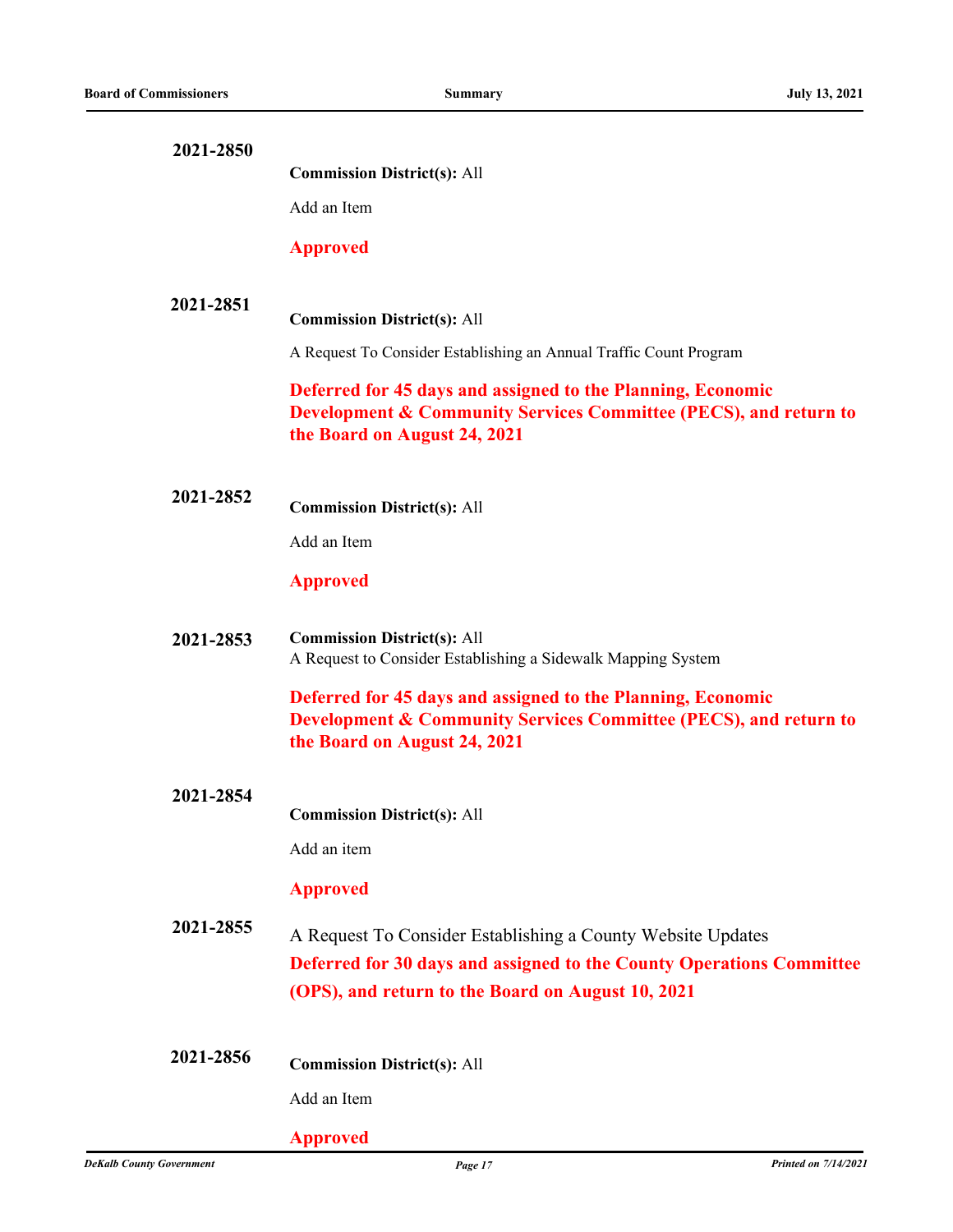**2021-2850**

**Commission District(s):** All

Add an Item

**Approved**

**2021-2851**

**Commission District(s):** All

A Request To Consider Establishing an Annual Traffic Count Program

**Deferred for 45 days and assigned to the Planning, Economic Development & Community Services Committee (PECS), and return to the Board on August 24, 2021**

**2021-2852**

**Commission District(s):** All

Add an Item

**Approved**

**2021-2853**

**Commission District(s):** All

A Request to Consider Establishing a Sidewalk Mapping System

**Deferred for 45 days and assigned to the Planning, Economic Development & Community Services Committee (PECS), and return to the Board on August 24, 2021**

**2021-2854**

**Commission District(s):** All

Add an item

**Approved**

**2021-2855**

A Request To Consider Establishing a County Website Updates

**Deferred for 30 days and assigned to the County Operations Committee (OPS), and return to the Board on August 10, 2021**

**2021-2856**

**Commission District(s):** All

Add an Item

**Approved**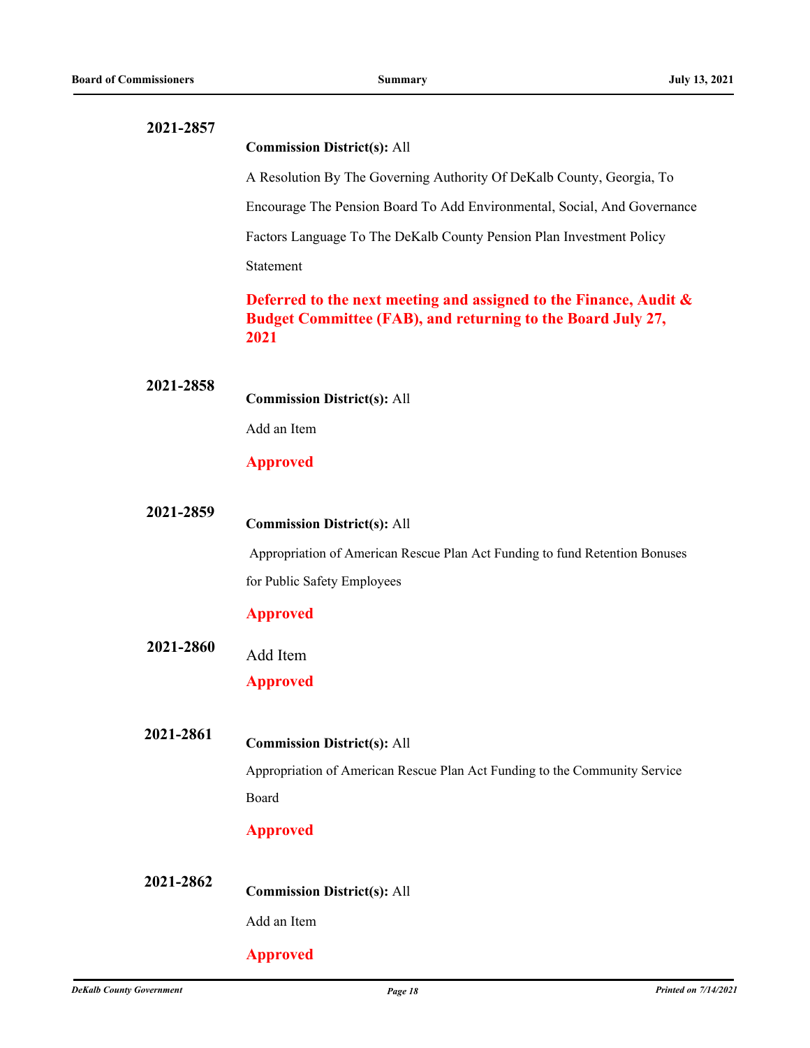**2021-2857**

**Commission District(s):** All

A Resolution By The Governing Authority Of DeKalb County, Georgia, To Encourage The Pension Board To Add Environmental, Social, And Governance Factors Language To The DeKalb County Pension Plan Investment Policy Statement

**Deferred to the next meeting and assigned to the Finance, Audit & Budget Committee (FAB), and returning to the Board July 27, 2021**

**2021-2858**

**Commission District(s):** All

Add an Item

**Approved**

**2021-2859**

**Commission District(s):** All

Appropriation of American Rescue Plan Act Funding to fund Retention Bonuses for Public Safety Employees

**Approved**

**2021-2860**

Add Item

**Approved**

**2021-2861**

**Commission District(s):** All

Appropriation of American Rescue Plan Act Funding to the Community Service Board

**Approved**

**2021-2862**

**Commission District(s):** All

Add an Item

**Approved**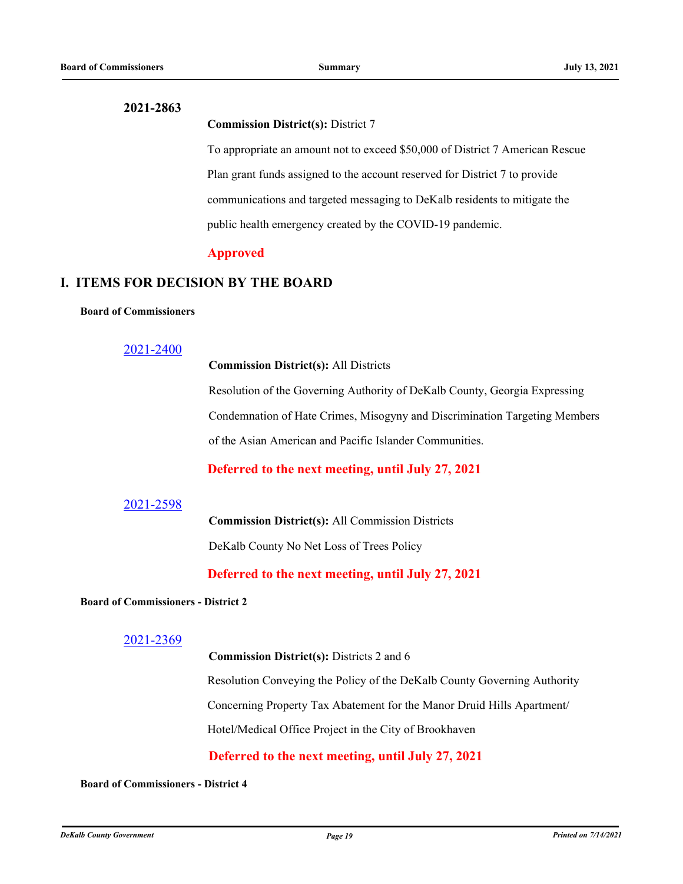**2021-2863**

**Commission District(s):** District 7

To appropriate an amount not to exceed $50,000 of District 7 American Rescue Plan grant funds assigned to the account reserved for District 7 to provide communications and targeted messaging to DeKalb residents to mitigate the public health emergency created by the COVID-19 pandemic.

**Approved**

## I. ITEMS FOR DECISION BY THE BOARD

### Board of Commissioners

[2021-2400]

**Commission District(s):** All Districts

Resolution of the Governing Authority of DeKalb County, Georgia Expressing Condemnation of Hate Crimes, Misogyny and Discrimination Targeting Members of the Asian American and Pacific Islander Communities.

**Deferred to the next meeting, until July 27, 2021**

[2021-2598]

**Commission District(s):** All Commission Districts

DeKalb County No Net Loss of Trees Policy

**Deferred to the next meeting, until July 27, 2021**

### Board of Commissioners - District 2

[2021-2369]

**Commission District(s):** Districts 2 and 6

Resolution Conveying the Policy of the DeKalb County Governing Authority Concerning Property Tax Abatement for the Manor Druid Hills Apartment/ Hotel/Medical Office Project in the City of Brookhaven

**Deferred to the next meeting, until July 27, 2021**

### Board of Commissioners - District 4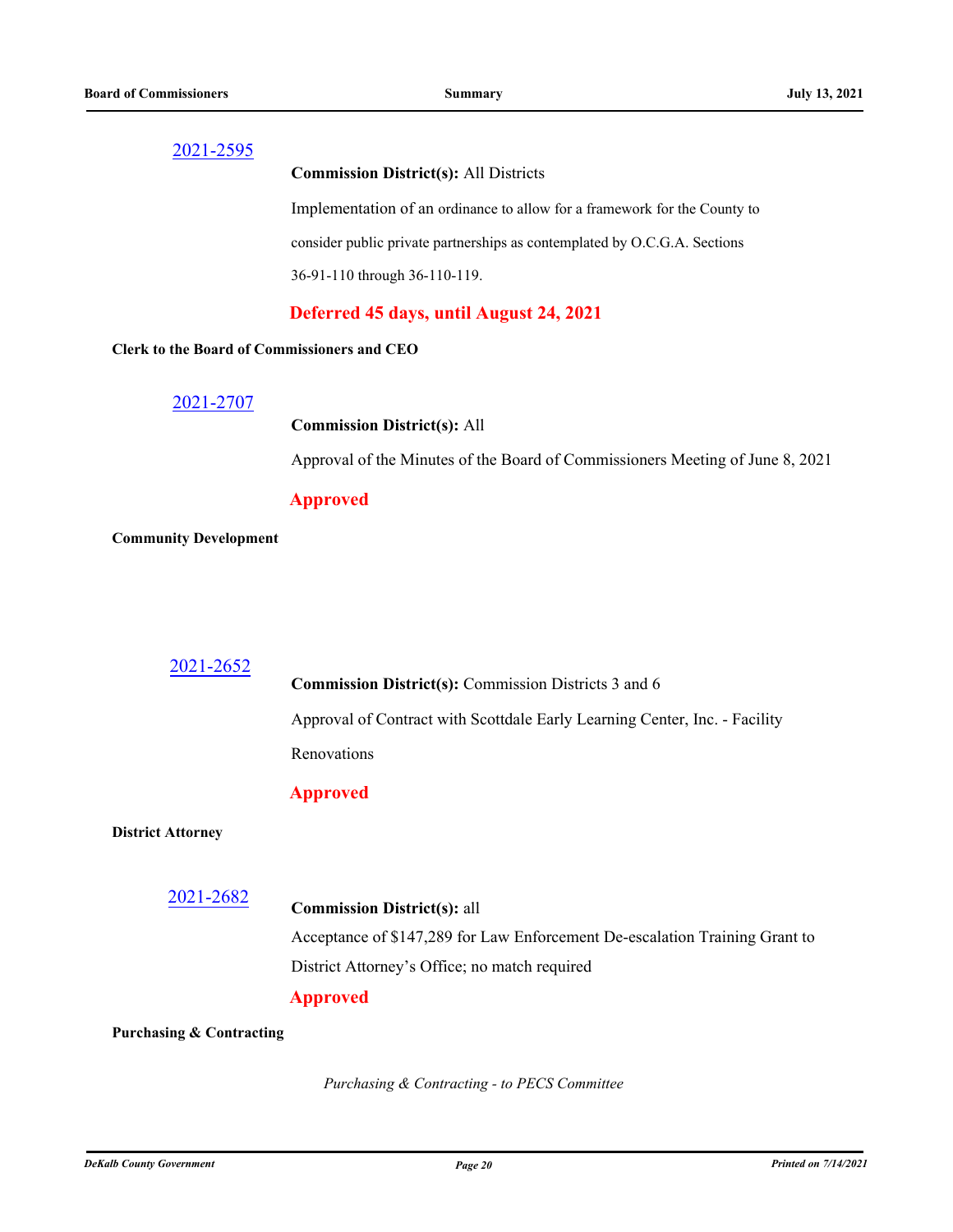[2021-2595](#)

**Commission District(s):** All Districts

Implementation of an ordinance to allow for a framework for the County to consider public private partnerships as contemplated by O.C.G.A. Sections 36-91-110 through 36-110-119.

**Deferred 45 days, until August 24, 2021**

**Clerk to the Board of Commissioners and CEO**

[2021-2707](#)

**Commission District(s):** All

Approval of the Minutes of the Board of Commissioners Meeting of June 8, 2021

**Approved**

**Community Development**

[2021-2652](#)

**Commission District(s):** Commission Districts 3 and 6

Approval of Contract with Scottdale Early Learning Center, Inc. - Facility Renovations

**Approved**

**District Attorney**

[2021-2682](#)

**Commission District(s):** all

Acceptance of $147,289 for Law Enforcement De-escalation Training Grant to District Attorney's Office; no match required

**Approved**

**Purchasing & Contracting**

*Purchasing & Contracting - to PECS Committee*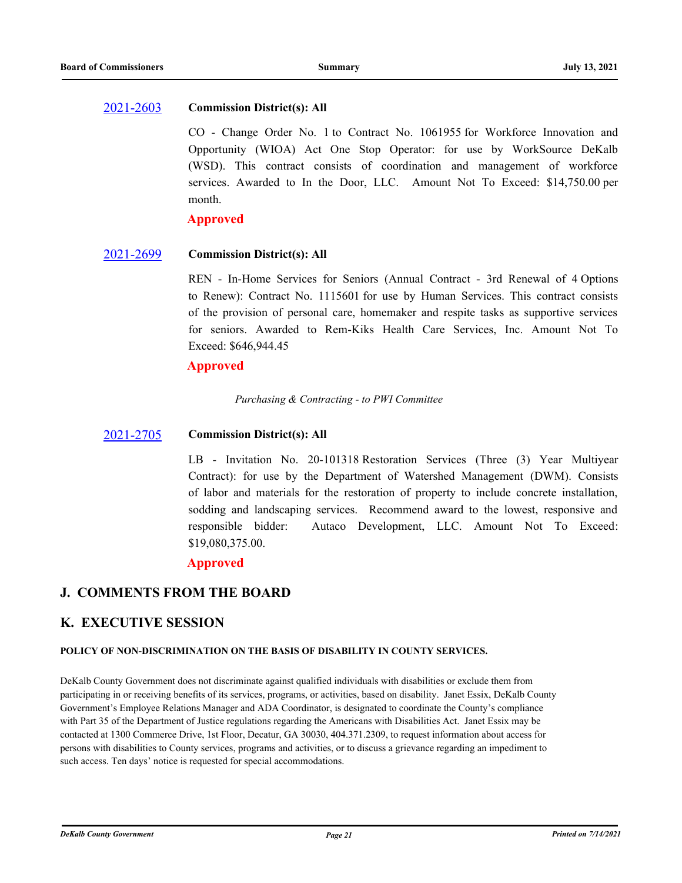2021-2603 **Commission District(s): All**

CO - Change Order No. 1 to Contract No. 1061955 for Workforce Innovation and Opportunity (WIOA) Act One Stop Operator: for use by WorkSource DeKalb (WSD). This contract consists of coordination and management of workforce services. Awarded to In the Door, LLC. Amount Not To Exceed: $14,750.00 per month.

**Approved**

2021-2699 **Commission District(s): All**

REN - In-Home Services for Seniors (Annual Contract - 3rd Renewal of 4 Options to Renew): Contract No. 1115601 for use by Human Services. This contract consists of the provision of personal care, homemaker and respite tasks as supportive services for seniors. Awarded to Rem-Kiks Health Care Services, Inc. Amount Not To Exceed: $646,944.45

**Approved**

*Purchasing & Contracting - to PWI Committee*

2021-2705 **Commission District(s): All**

LB - Invitation No. 20-101318 Restoration Services (Three (3) Year Multiyear Contract): for use by the Department of Watershed Management (DWM). Consists of labor and materials for the restoration of property to include concrete installation, sodding and landscaping services. Recommend award to the lowest, responsive and responsible bidder: Autaco Development, LLC. Amount Not To Exceed: $19,080,375.00.

**Approved**

## J. COMMENTS FROM THE BOARD

## K. EXECUTIVE SESSION

**POLICY OF NON-DISCRIMINATION ON THE BASIS OF DISABILITY IN COUNTY SERVICES.**

DeKalb County Government does not discriminate against qualified individuals with disabilities or exclude them from participating in or receiving benefits of its services, programs, or activities, based on disability. Janet Essix, DeKalb County Government's Employee Relations Manager and ADA Coordinator, is designated to coordinate the County's compliance with Part 35 of the Department of Justice regulations regarding the Americans with Disabilities Act. Janet Essix may be contacted at 1300 Commerce Drive, 1st Floor, Decatur, GA 30030, 404.371.2309, to request information about access for persons with disabilities to County services, programs and activities, or to discuss a grievance regarding an impediment to such access. Ten days' notice is requested for special accommodations.